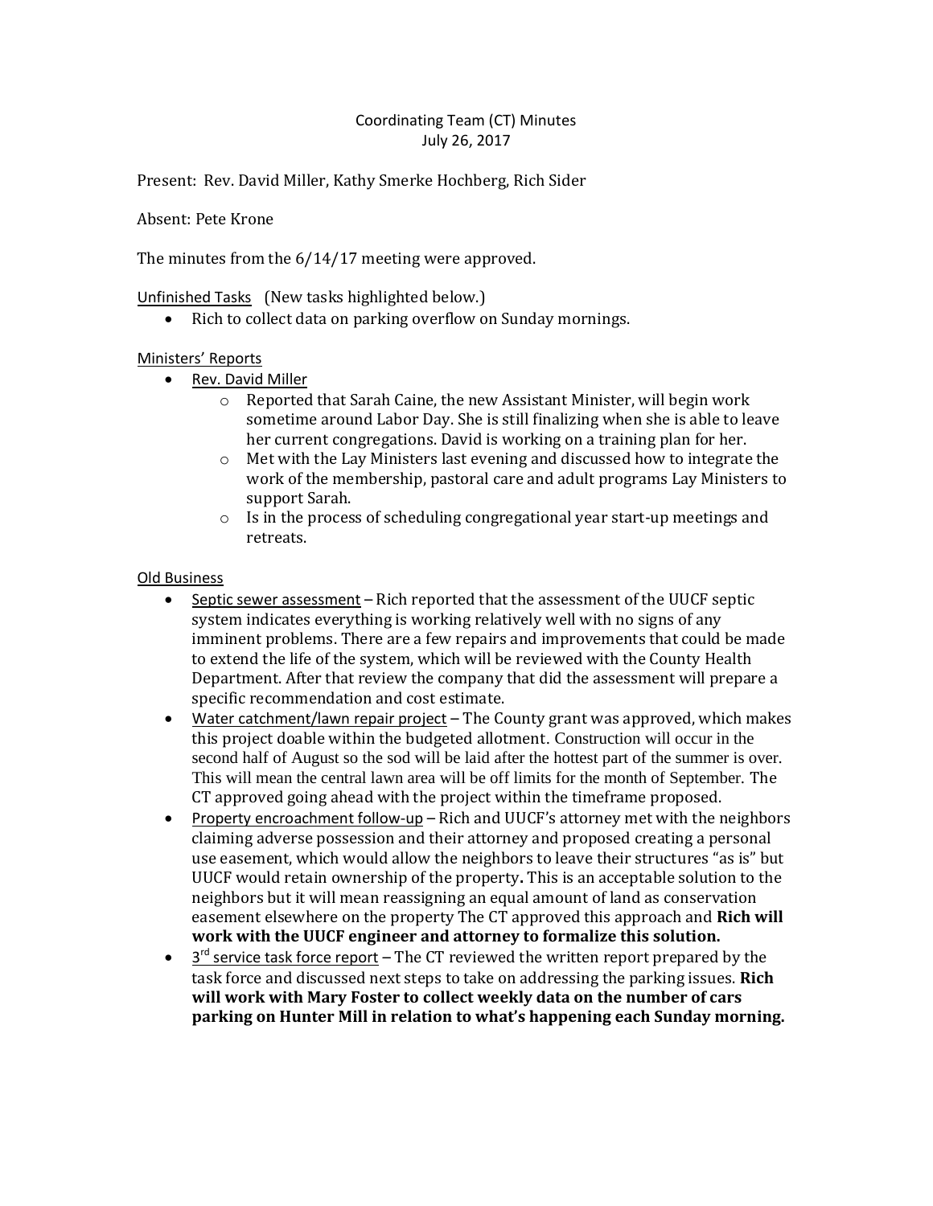Coordinating Team (CT) Minutes
July 26, 2017

Present: Rev. David Miller, Kathy Smerke Hochberg, Rich Sider

Absent: Pete Krone

The minutes from the 6/14/17 meeting were approved.

<u>Unfinished Tasks</u> (New tasks highlighted below.)

- Rich to collect data on parking overflow on Sunday mornings.

<u>Ministers' Reports</u>

- <u>Rev. David Miller</u>
  - Reported that Sarah Caine, the new Assistant Minister, will begin work sometime around Labor Day. She is still finalizing when she is able to leave her current congregations. David is working on a training plan for her.
  - Met with the Lay Ministers last evening and discussed how to integrate the work of the membership, pastoral care and adult programs Lay Ministers to support Sarah.
  - Is in the process of scheduling congregational year start-up meetings and retreats.

<u>Old Business</u>

- <u>Septic sewer assessment</u> – Rich reported that the assessment of the UUCF septic system indicates everything is working relatively well with no signs of any imminent problems. There are a few repairs and improvements that could be made to extend the life of the system, which will be reviewed with the County Health Department. After that review the company that did the assessment will prepare a specific recommendation and cost estimate.
- <u>Water catchment/lawn repair project</u> – The County grant was approved, which makes this project doable within the budgeted allotment. Construction will occur in the second half of August so the sod will be laid after the hottest part of the summer is over. This will mean the central lawn area will be off limits for the month of September. The CT approved going ahead with the project within the timeframe proposed.
- <u>Property encroachment follow-up</u> – Rich and UUCF's attorney met with the neighbors claiming adverse possession and their attorney and proposed creating a personal use easement, which would allow the neighbors to leave their structures "as is" but UUCF would retain ownership of the property**.** This is an acceptable solution to the neighbors but it will mean reassigning an equal amount of land as conservation easement elsewhere on the property The CT approved this approach and **Rich will work with the UUCF engineer and attorney to formalize this solution.**
- <u>3rd service task force report</u> – The CT reviewed the written report prepared by the task force and discussed next steps to take on addressing the parking issues. **Rich will work with Mary Foster to collect weekly data on the number of cars parking on Hunter Mill in relation to what's happening each Sunday morning.**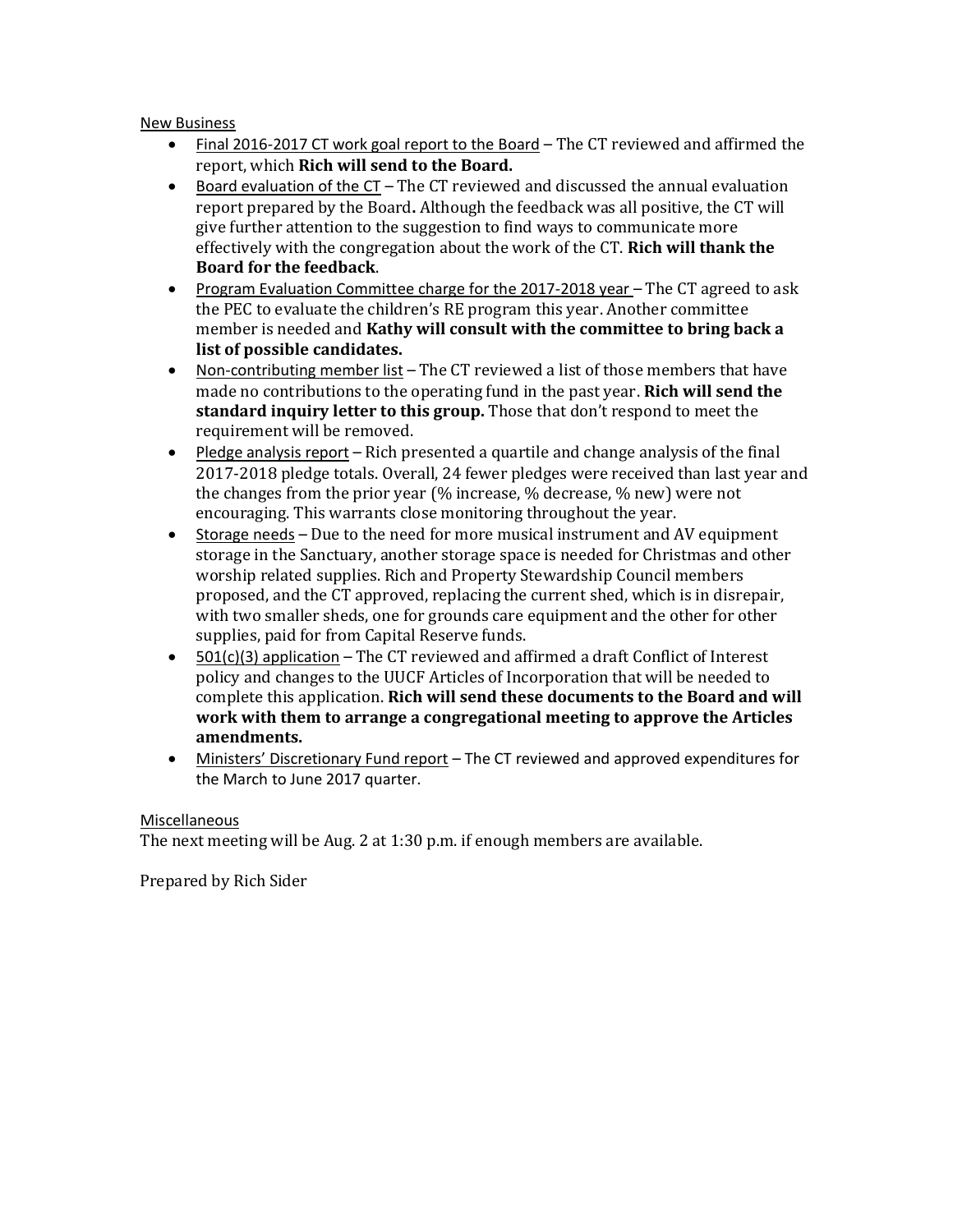New Business

- Final 2016-2017 CT work goal report to the Board – The CT reviewed and affirmed the report, which **Rich will send to the Board.**
- Board evaluation of the CT – The CT reviewed and discussed the annual evaluation report prepared by the Board**.** Although the feedback was all positive, the CT will give further attention to the suggestion to find ways to communicate more effectively with the congregation about the work of the CT. **Rich will thank the Board for the feedback**.
- Program Evaluation Committee charge for the 2017-2018 year – The CT agreed to ask the PEC to evaluate the children's RE program this year. Another committee member is needed and **Kathy will consult with the committee to bring back a list of possible candidates.**
- Non-contributing member list – The CT reviewed a list of those members that have made no contributions to the operating fund in the past year. **Rich will send the standard inquiry letter to this group.** Those that don't respond to meet the requirement will be removed.
- Pledge analysis report – Rich presented a quartile and change analysis of the final 2017-2018 pledge totals. Overall, 24 fewer pledges were received than last year and the changes from the prior year (% increase, % decrease, % new) were not encouraging. This warrants close monitoring throughout the year.
- Storage needs – Due to the need for more musical instrument and AV equipment storage in the Sanctuary, another storage space is needed for Christmas and other worship related supplies. Rich and Property Stewardship Council members proposed, and the CT approved, replacing the current shed, which is in disrepair, with two smaller sheds, one for grounds care equipment and the other for other supplies, paid for from Capital Reserve funds.
- 501(c)(3) application – The CT reviewed and affirmed a draft Conflict of Interest policy and changes to the UUCF Articles of Incorporation that will be needed to complete this application. **Rich will send these documents to the Board and will work with them to arrange a congregational meeting to approve the Articles amendments.**
- Ministers' Discretionary Fund report – The CT reviewed and approved expenditures for the March to June 2017 quarter.

Miscellaneous

The next meeting will be Aug. 2 at 1:30 p.m. if enough members are available.

Prepared by Rich Sider